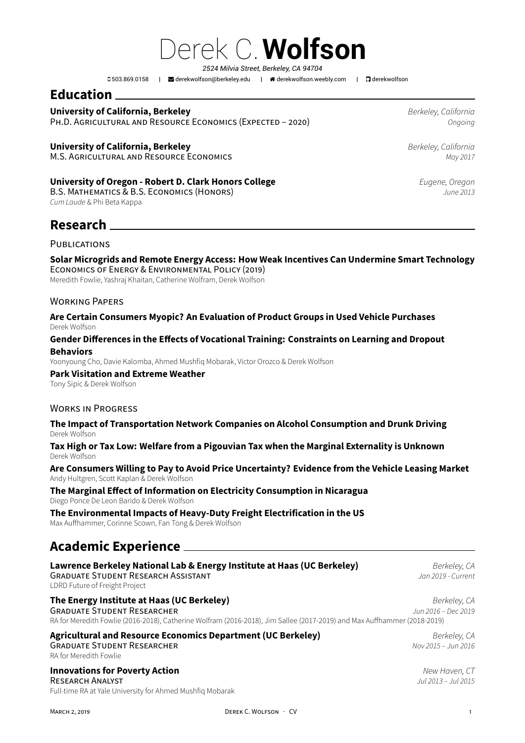# Derek C. **Wolfson**

*2524 Milvia Street, Berkeley, CA 94704*

503.869.0158 | derekwolfson@berkeley.edu | derekwolfson.weebly.com | derekwolfson

## Education

**University of California, Berkeley** — *Berkeley, California*
Ph.D. Agricultural and Resource Economics (Expected – 2020) — *Ongoing*

**University of California, Berkeley** — *Berkeley, California*
M.S. Agricultural and Resource Economics — *May 2017*

**University of Oregon - Robert D. Clark Honors College** — *Eugene, Oregon*
B.S. Mathematics & B.S. Economics (Honors) — *June 2013*
*Cum Laude* & Phi Beta Kappa

## Research

### Publications

**Solar Microgrids and Remote Energy Access: How Weak Incentives Can Undermine Smart Technology**
Economics of Energy & Environmental Policy (2019)
Meredith Fowlie, Yashraj Khaitan, Catherine Wolfram, Derek Wolfson

### Working Papers

**Are Certain Consumers Myopic? An Evaluation of Product Groups in Used Vehicle Purchases**
Derek Wolfson

**Gender Differences in the Effects of Vocational Training: Constraints on Learning and Dropout Behaviors**
Yoonyoung Cho, Davie Kalomba, Ahmed Mushfiq Mobarak, Victor Orozco & Derek Wolfson

**Park Visitation and Extreme Weather**
Tony Sipic & Derek Wolfson

### Works in Progress

**The Impact of Transportation Network Companies on Alcohol Consumption and Drunk Driving**
Derek Wolfson

**Tax High or Tax Low: Welfare from a Pigouvian Tax when the Marginal Externality is Unknown**
Derek Wolfson

**Are Consumers Willing to Pay to Avoid Price Uncertainty? Evidence from the Vehicle Leasing Market**
Andy Hultgren, Scott Kaplan & Derek Wolfson

**The Marginal Effect of Information on Electricity Consumption in Nicaragua**
Diego Ponce De Leon Barido & Derek Wolfson

**The Environmental Impacts of Heavy-Duty Freight Electrification in the US**
Max Auffhammer, Corinne Scown, Fan Tong & Derek Wolfson

## Academic Experience

**Lawrence Berkeley National Lab & Energy Institute at Haas (UC Berkeley)** — *Berkeley, CA*
Graduate Student Research Assistant — *Jan 2019 - Current*
LDRD Future of Freight Project

**The Energy Institute at Haas (UC Berkeley)** — *Berkeley, CA*
Graduate Student Researcher — *Jun 2016 – Dec 2019*
RA for Meredith Fowlie (2016-2018), Catherine Wolfram (2016-2018), Jim Sallee (2017-2019) and Max Auffhammer (2018-2019)

**Agricultural and Resource Economics Department (UC Berkeley)** — *Berkeley, CA*
Graduate Student Researcher — *Nov 2015 – Jun 2016*
RA for Meredith Fowlie

**Innovations for Poverty Action** — *New Haven, CT*
Research Analyst — *Jul 2013 – Jul 2015*
Full-time RA at Yale University for Ahmed Mushfiq Mobarak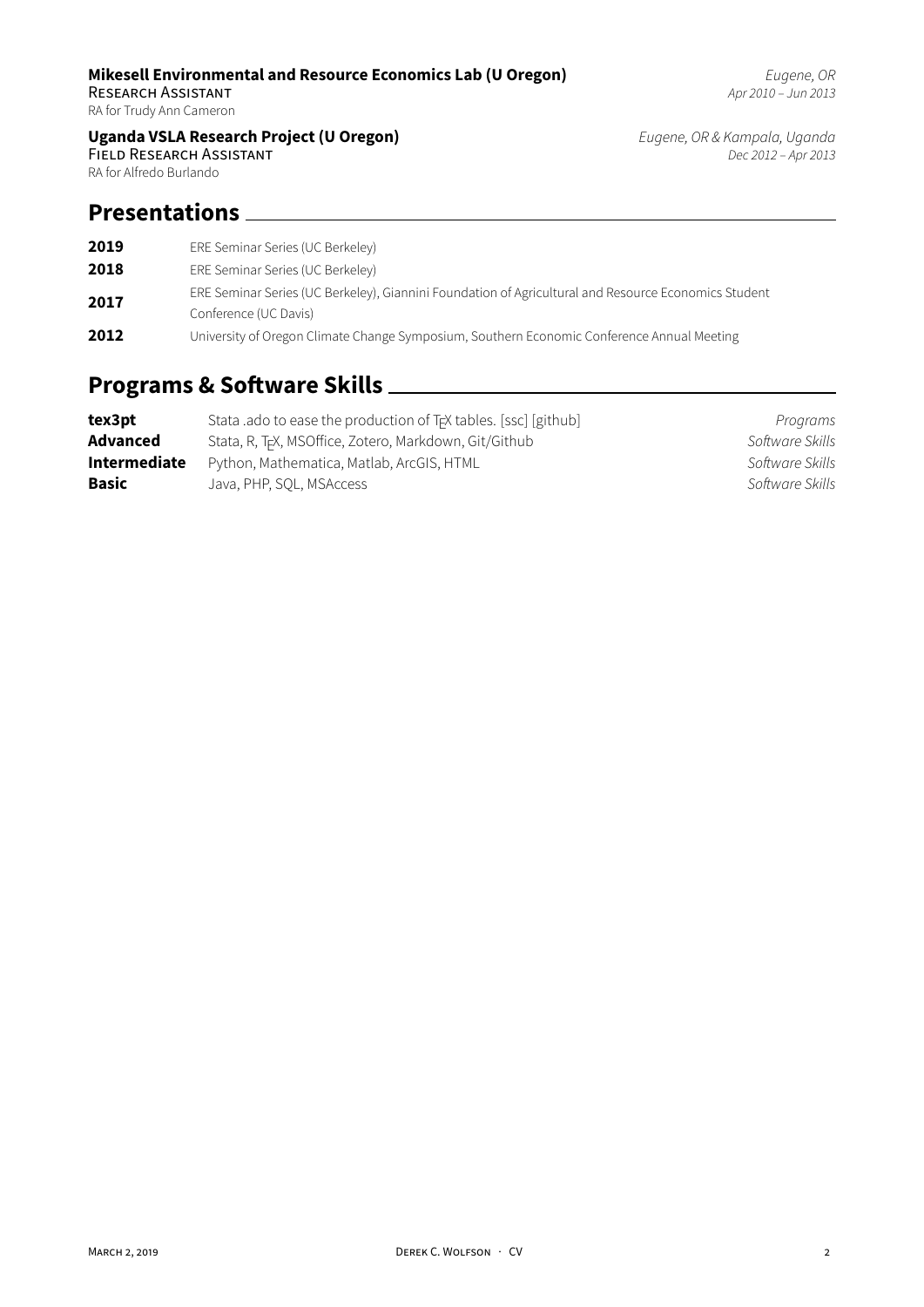**Mikesell Environmental and Resource Economics Lab (U Oregon)** — *Eugene, OR*
RESEARCH ASSISTANT — *Apr 2010 – Jun 2013*
RA for Trudy Ann Cameron

**Uganda VSLA Research Project (U Oregon)** — *Eugene, OR & Kampala, Uganda*
FIELD RESEARCH ASSISTANT — *Dec 2012 – Apr 2013*
RA for Alfredo Burlando

## Presentations

| | |
|---|---|
| **2019** | ERE Seminar Series (UC Berkeley) |
| **2018** | ERE Seminar Series (UC Berkeley) |
| **2017** | ERE Seminar Series (UC Berkeley), Giannini Foundation of Agricultural and Resource Economics Student Conference (UC Davis) |
| **2012** | University of Oregon Climate Change Symposium, Southern Economic Conference Annual Meeting |

## Programs & Software Skills

| | | |
|---|---|---|
| **tex3pt** | Stata .ado to ease the production of TEX tables. [ssc] [github] | *Programs* |
| **Advanced** | Stata, R, TEX, MSOffice, Zotero, Markdown, Git/Github | *Software Skills* |
| **Intermediate** | Python, Mathematica, Matlab, ArcGIS, HTML | *Software Skills* |
| **Basic** | Java, PHP, SQL, MSAccess | *Software Skills* |